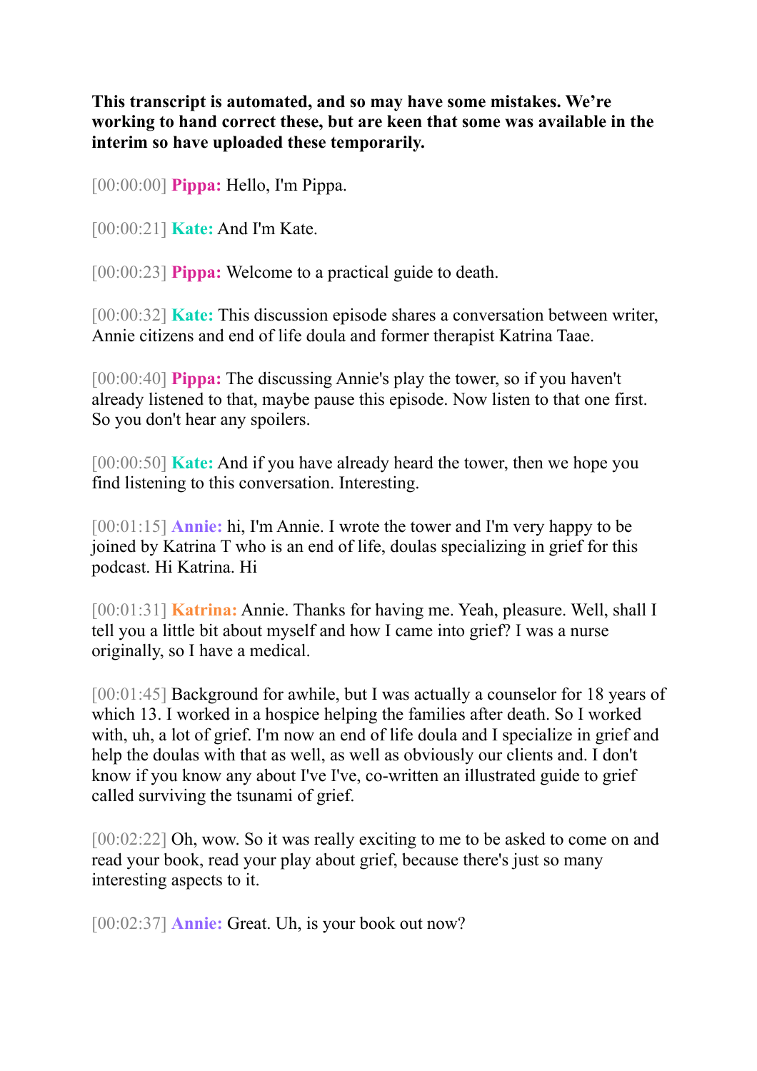**This transcript is automated, and so may have some mistakes. We're working to hand correct these, but are keen that some was available in the interim so have uploaded these temporarily.**

[00:00:00] **Pippa:** Hello, I'm Pippa.

[00:00:21] **Kate:** And I'm Kate.

[00:00:23] **Pippa:** Welcome to a practical guide to death.

[00:00:32] **Kate:** This discussion episode shares a conversation between writer, Annie citizens and end of life doula and former therapist Katrina Taae.

[00:00:40] **Pippa:** The discussing Annie's play the tower, so if you haven't already listened to that, maybe pause this episode. Now listen to that one first. So you don't hear any spoilers.

[00:00:50] **Kate:** And if you have already heard the tower, then we hope you find listening to this conversation. Interesting.

[00:01:15] **Annie:** hi, I'm Annie. I wrote the tower and I'm very happy to be joined by Katrina T who is an end of life, doulas specializing in grief for this podcast. Hi Katrina. Hi

[00:01:31] **Katrina:** Annie. Thanks for having me. Yeah, pleasure. Well, shall I tell you a little bit about myself and how I came into grief? I was a nurse originally, so I have a medical.

[00:01:45] Background for awhile, but I was actually a counselor for 18 years of which 13. I worked in a hospice helping the families after death. So I worked with, uh, a lot of grief. I'm now an end of life doula and I specialize in grief and help the doulas with that as well, as well as obviously our clients and. I don't know if you know any about I've I've, co-written an illustrated guide to grief called surviving the tsunami of grief.

[00:02:22] Oh, wow. So it was really exciting to me to be asked to come on and read your book, read your play about grief, because there's just so many interesting aspects to it.

[00:02:37] **Annie:** Great. Uh, is your book out now?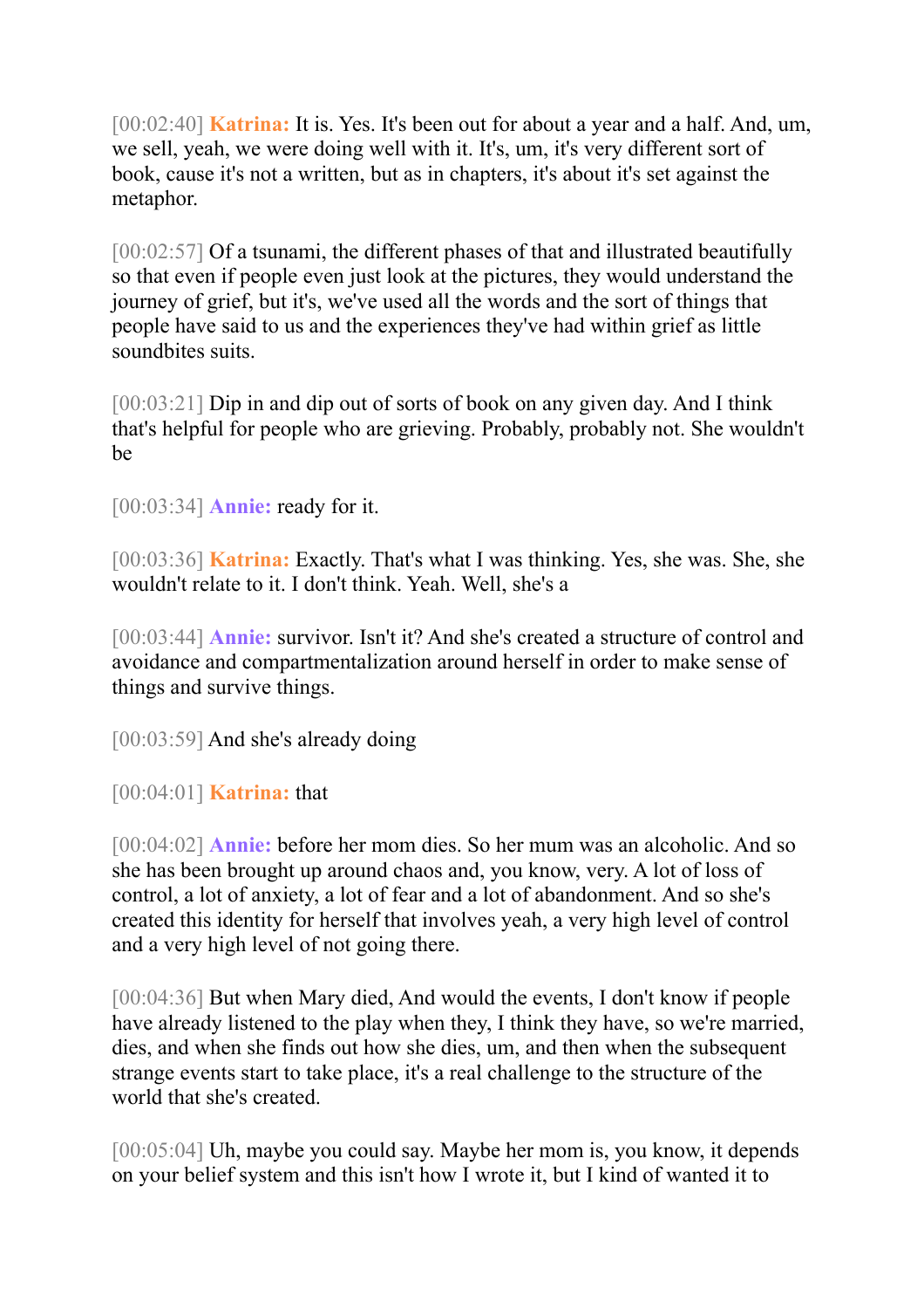[00:02:40] **Katrina:** It is. Yes. It's been out for about a year and a half. And, um, we sell, yeah, we were doing well with it. It's, um, it's very different sort of book, cause it's not a written, but as in chapters, it's about it's set against the metaphor.

[00:02:57] Of a tsunami, the different phases of that and illustrated beautifully so that even if people even just look at the pictures, they would understand the journey of grief, but it's, we've used all the words and the sort of things that people have said to us and the experiences they've had within grief as little soundbites suits.

[00:03:21] Dip in and dip out of sorts of book on any given day. And I think that's helpful for people who are grieving. Probably, probably not. She wouldn't be

[00:03:34] **Annie:** ready for it.

[00:03:36] **Katrina:** Exactly. That's what I was thinking. Yes, she was. She, she wouldn't relate to it. I don't think. Yeah. Well, she's a

[00:03:44] **Annie:** survivor. Isn't it? And she's created a structure of control and avoidance and compartmentalization around herself in order to make sense of things and survive things.

[00:03:59] And she's already doing

[00:04:01] **Katrina:** that

[00:04:02] **Annie:** before her mom dies. So her mum was an alcoholic. And so she has been brought up around chaos and, you know, very. A lot of loss of control, a lot of anxiety, a lot of fear and a lot of abandonment. And so she's created this identity for herself that involves yeah, a very high level of control and a very high level of not going there.

[00:04:36] But when Mary died, And would the events, I don't know if people have already listened to the play when they, I think they have, so we're married, dies, and when she finds out how she dies, um, and then when the subsequent strange events start to take place, it's a real challenge to the structure of the world that she's created.

[00:05:04] Uh, maybe you could say. Maybe her mom is, you know, it depends on your belief system and this isn't how I wrote it, but I kind of wanted it to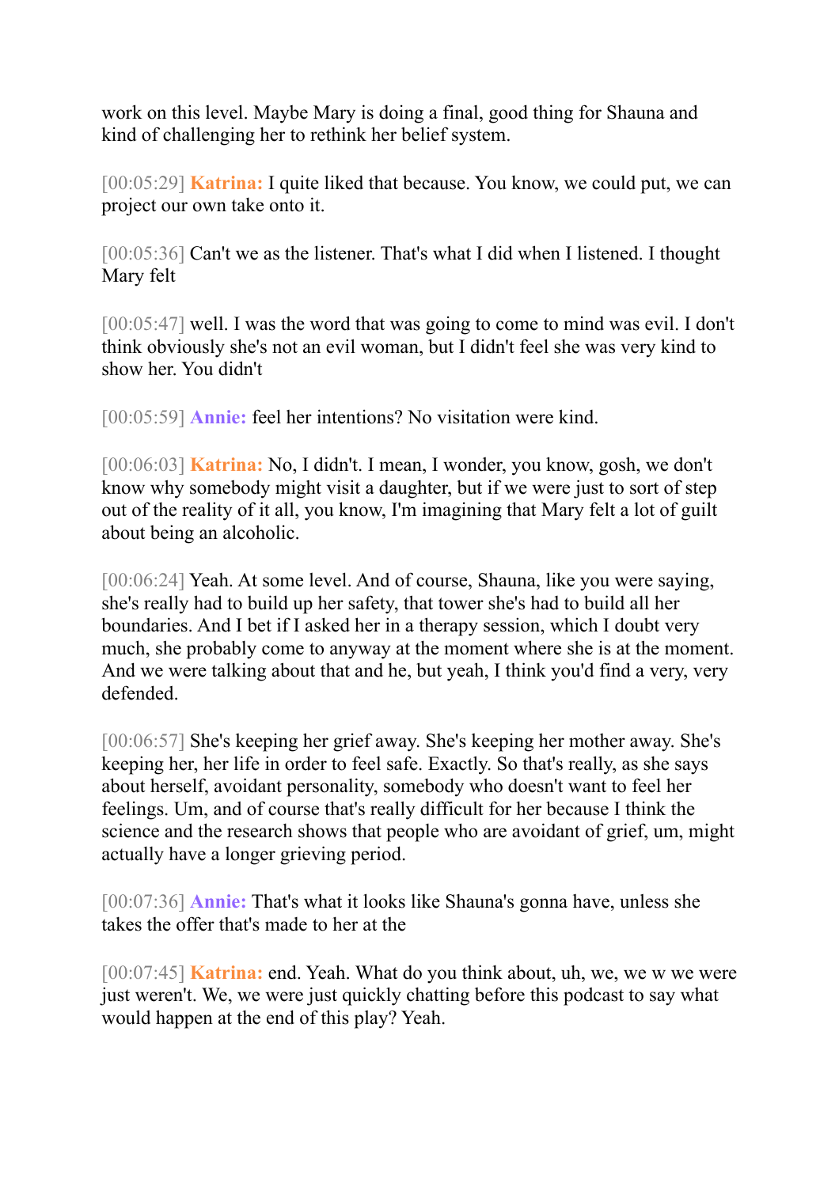work on this level. Maybe Mary is doing a final, good thing for Shauna and kind of challenging her to rethink her belief system.

[00:05:29] **Katrina:** I quite liked that because. You know, we could put, we can project our own take onto it.

[00:05:36] Can't we as the listener. That's what I did when I listened. I thought Mary felt

[00:05:47] well. I was the word that was going to come to mind was evil. I don't think obviously she's not an evil woman, but I didn't feel she was very kind to show her. You didn't

[00:05:59] **Annie:** feel her intentions? No visitation were kind.

[00:06:03] **Katrina:** No, I didn't. I mean, I wonder, you know, gosh, we don't know why somebody might visit a daughter, but if we were just to sort of step out of the reality of it all, you know, I'm imagining that Mary felt a lot of guilt about being an alcoholic.

[00:06:24] Yeah. At some level. And of course, Shauna, like you were saying, she's really had to build up her safety, that tower she's had to build all her boundaries. And I bet if I asked her in a therapy session, which I doubt very much, she probably come to anyway at the moment where she is at the moment. And we were talking about that and he, but yeah, I think you'd find a very, very defended.

[00:06:57] She's keeping her grief away. She's keeping her mother away. She's keeping her, her life in order to feel safe. Exactly. So that's really, as she says about herself, avoidant personality, somebody who doesn't want to feel her feelings. Um, and of course that's really difficult for her because I think the science and the research shows that people who are avoidant of grief, um, might actually have a longer grieving period.

[00:07:36] **Annie:** That's what it looks like Shauna's gonna have, unless she takes the offer that's made to her at the

[00:07:45] **Katrina:** end. Yeah. What do you think about, uh, we, we w we were just weren't. We, we were just quickly chatting before this podcast to say what would happen at the end of this play? Yeah.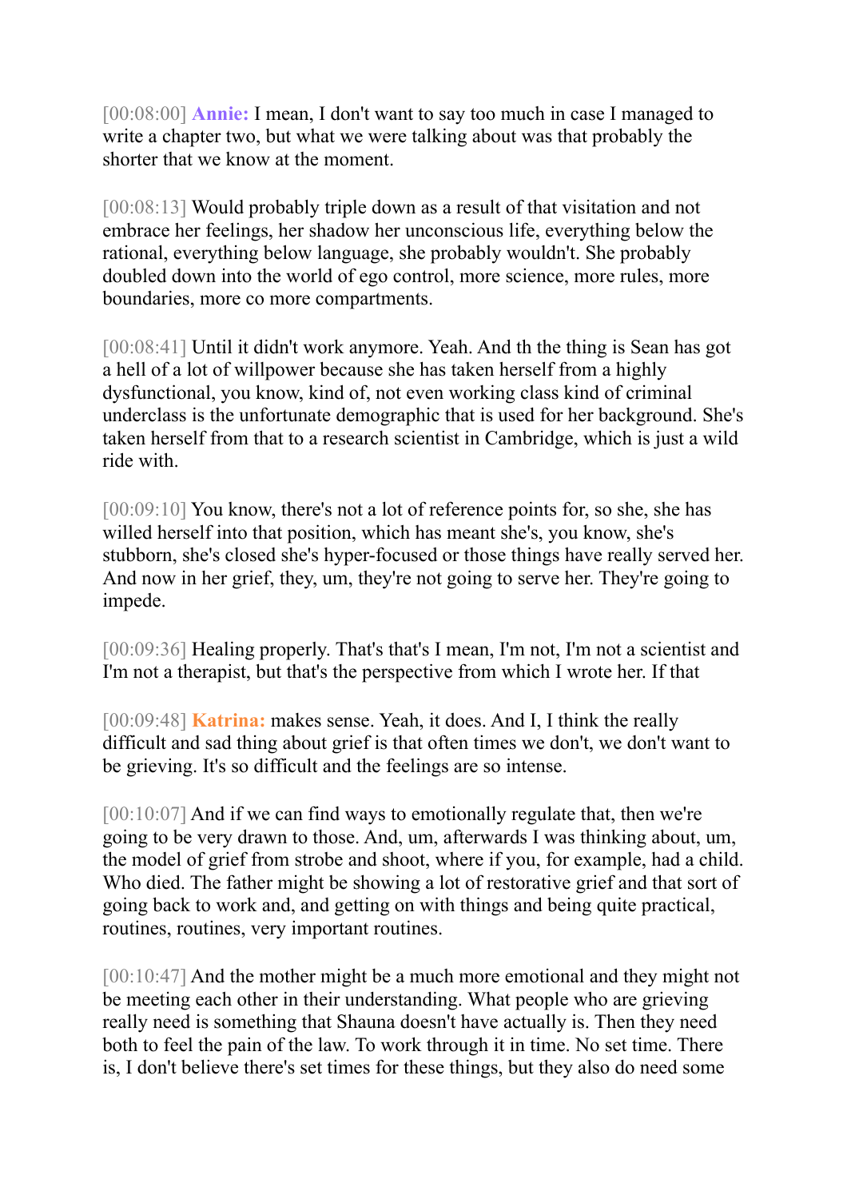[00:08:00] **Annie:** I mean, I don't want to say too much in case I managed to write a chapter two, but what we were talking about was that probably the shorter that we know at the moment.

[00:08:13] Would probably triple down as a result of that visitation and not embrace her feelings, her shadow her unconscious life, everything below the rational, everything below language, she probably wouldn't. She probably doubled down into the world of ego control, more science, more rules, more boundaries, more co more compartments.

[00:08:41] Until it didn't work anymore. Yeah. And th the thing is Sean has got a hell of a lot of willpower because she has taken herself from a highly dysfunctional, you know, kind of, not even working class kind of criminal underclass is the unfortunate demographic that is used for her background. She's taken herself from that to a research scientist in Cambridge, which is just a wild ride with.

[00:09:10] You know, there's not a lot of reference points for, so she, she has willed herself into that position, which has meant she's, you know, she's stubborn, she's closed she's hyper-focused or those things have really served her. And now in her grief, they, um, they're not going to serve her. They're going to impede.

[00:09:36] Healing properly. That's that's I mean, I'm not, I'm not a scientist and I'm not a therapist, but that's the perspective from which I wrote her. If that

[00:09:48] **Katrina:** makes sense. Yeah, it does. And I, I think the really difficult and sad thing about grief is that often times we don't, we don't want to be grieving. It's so difficult and the feelings are so intense.

[00:10:07] And if we can find ways to emotionally regulate that, then we're going to be very drawn to those. And, um, afterwards I was thinking about, um, the model of grief from strobe and shoot, where if you, for example, had a child. Who died. The father might be showing a lot of restorative grief and that sort of going back to work and, and getting on with things and being quite practical, routines, routines, very important routines.

[00:10:47] And the mother might be a much more emotional and they might not be meeting each other in their understanding. What people who are grieving really need is something that Shauna doesn't have actually is. Then they need both to feel the pain of the law. To work through it in time. No set time. There is, I don't believe there's set times for these things, but they also do need some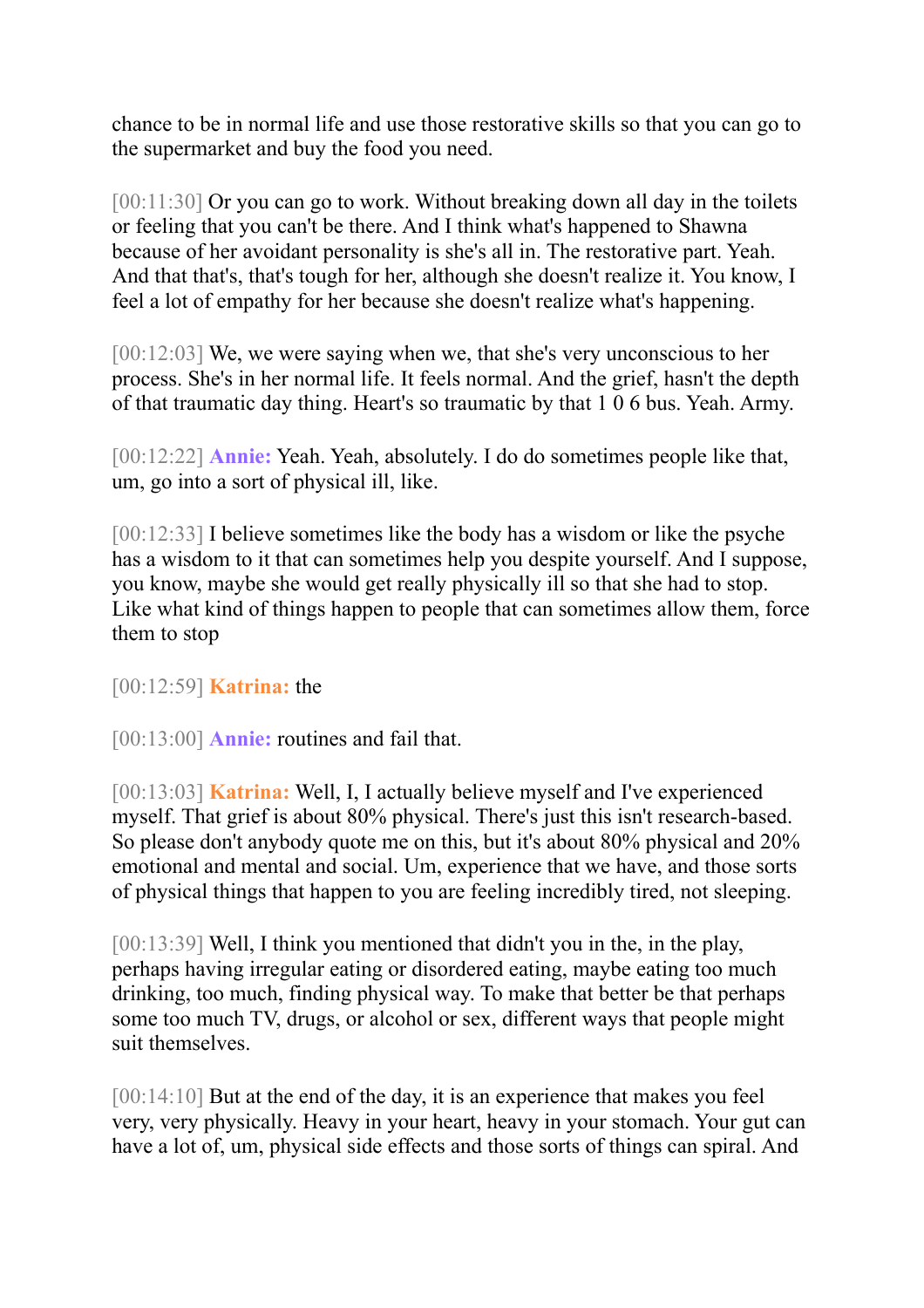chance to be in normal life and use those restorative skills so that you can go to the supermarket and buy the food you need.

[00:11:30] Or you can go to work. Without breaking down all day in the toilets or feeling that you can't be there. And I think what's happened to Shawna because of her avoidant personality is she's all in. The restorative part. Yeah. And that that's, that's tough for her, although she doesn't realize it. You know, I feel a lot of empathy for her because she doesn't realize what's happening.

[00:12:03] We, we were saying when we, that she's very unconscious to her process. She's in her normal life. It feels normal. And the grief, hasn't the depth of that traumatic day thing. Heart's so traumatic by that 1 0 6 bus. Yeah. Army.

[00:12:22] **Annie:** Yeah. Yeah, absolutely. I do do sometimes people like that, um, go into a sort of physical ill, like.

[00:12:33] I believe sometimes like the body has a wisdom or like the psyche has a wisdom to it that can sometimes help you despite yourself. And I suppose, you know, maybe she would get really physically ill so that she had to stop. Like what kind of things happen to people that can sometimes allow them, force them to stop

[00:12:59] **Katrina:** the

[00:13:00] **Annie:** routines and fail that.

[00:13:03] **Katrina:** Well, I, I actually believe myself and I've experienced myself. That grief is about 80% physical. There's just this isn't research-based. So please don't anybody quote me on this, but it's about 80% physical and 20% emotional and mental and social. Um, experience that we have, and those sorts of physical things that happen to you are feeling incredibly tired, not sleeping.

[00:13:39] Well, I think you mentioned that didn't you in the, in the play, perhaps having irregular eating or disordered eating, maybe eating too much drinking, too much, finding physical way. To make that better be that perhaps some too much TV, drugs, or alcohol or sex, different ways that people might suit themselves.

[00:14:10] But at the end of the day, it is an experience that makes you feel very, very physically. Heavy in your heart, heavy in your stomach. Your gut can have a lot of, um, physical side effects and those sorts of things can spiral. And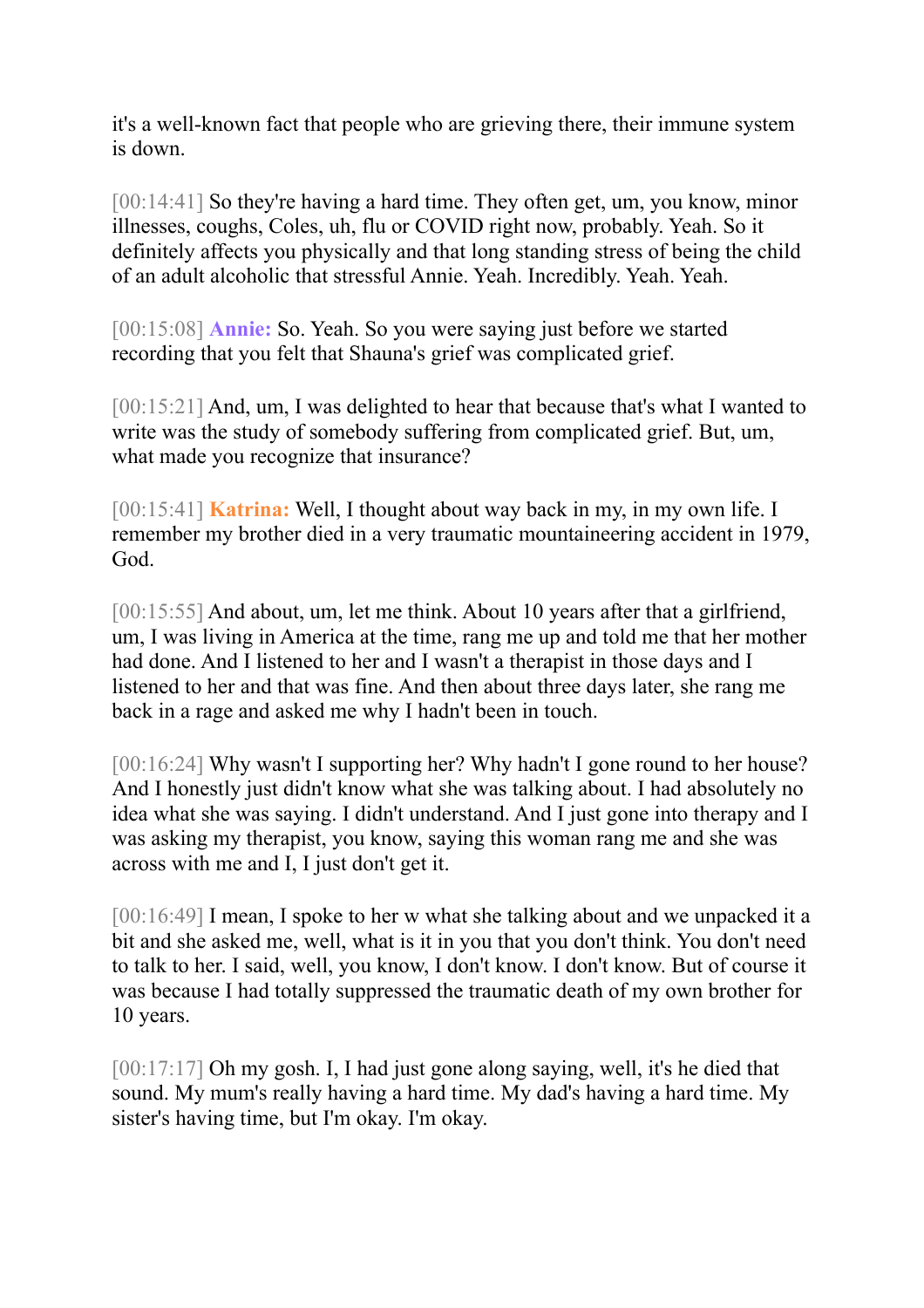it's a well-known fact that people who are grieving there, their immune system is down.

[00:14:41] So they're having a hard time. They often get, um, you know, minor illnesses, coughs, Coles, uh, flu or COVID right now, probably. Yeah. So it definitely affects you physically and that long standing stress of being the child of an adult alcoholic that stressful Annie. Yeah. Incredibly. Yeah. Yeah.

[00:15:08] **Annie:** So. Yeah. So you were saying just before we started recording that you felt that Shauna's grief was complicated grief.

[00:15:21] And, um, I was delighted to hear that because that's what I wanted to write was the study of somebody suffering from complicated grief. But, um, what made you recognize that insurance?

[00:15:41] **Katrina:** Well, I thought about way back in my, in my own life. I remember my brother died in a very traumatic mountaineering accident in 1979, God.

[00:15:55] And about, um, let me think. About 10 years after that a girlfriend, um, I was living in America at the time, rang me up and told me that her mother had done. And I listened to her and I wasn't a therapist in those days and I listened to her and that was fine. And then about three days later, she rang me back in a rage and asked me why I hadn't been in touch.

[00:16:24] Why wasn't I supporting her? Why hadn't I gone round to her house? And I honestly just didn't know what she was talking about. I had absolutely no idea what she was saying. I didn't understand. And I just gone into therapy and I was asking my therapist, you know, saying this woman rang me and she was across with me and I, I just don't get it.

[00:16:49] I mean, I spoke to her w what she talking about and we unpacked it a bit and she asked me, well, what is it in you that you don't think. You don't need to talk to her. I said, well, you know, I don't know. I don't know. But of course it was because I had totally suppressed the traumatic death of my own brother for 10 years.

[00:17:17] Oh my gosh. I, I had just gone along saying, well, it's he died that sound. My mum's really having a hard time. My dad's having a hard time. My sister's having time, but I'm okay. I'm okay.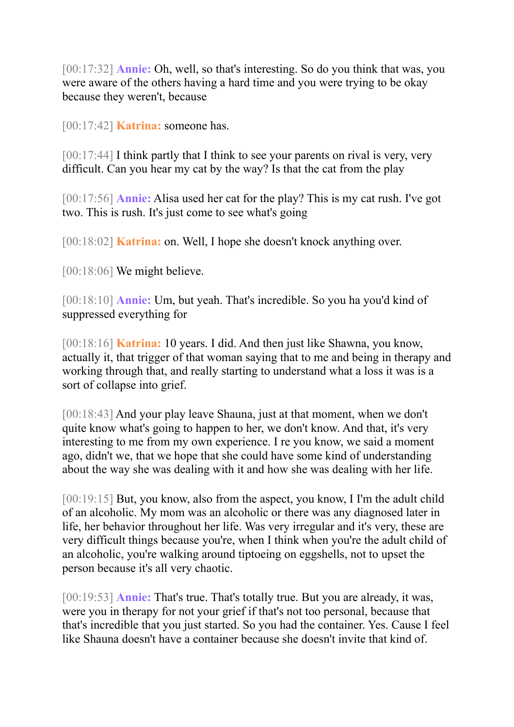[00:17:32] **Annie:** Oh, well, so that's interesting. So do you think that was, you were aware of the others having a hard time and you were trying to be okay because they weren't, because

[00:17:42] **Katrina:** someone has.

[00:17:44] I think partly that I think to see your parents on rival is very, very difficult. Can you hear my cat by the way? Is that the cat from the play

[00:17:56] **Annie:** Alisa used her cat for the play? This is my cat rush. I've got two. This is rush. It's just come to see what's going

[00:18:02] **Katrina:** on. Well, I hope she doesn't knock anything over.

[00:18:06] We might believe.

[00:18:10] **Annie:** Um, but yeah. That's incredible. So you ha you'd kind of suppressed everything for

[00:18:16] **Katrina:** 10 years. I did. And then just like Shawna, you know, actually it, that trigger of that woman saying that to me and being in therapy and working through that, and really starting to understand what a loss it was is a sort of collapse into grief.

[00:18:43] And your play leave Shauna, just at that moment, when we don't quite know what's going to happen to her, we don't know. And that, it's very interesting to me from my own experience. I re you know, we said a moment ago, didn't we, that we hope that she could have some kind of understanding about the way she was dealing with it and how she was dealing with her life.

[00:19:15] But, you know, also from the aspect, you know, I I'm the adult child of an alcoholic. My mom was an alcoholic or there was any diagnosed later in life, her behavior throughout her life. Was very irregular and it's very, these are very difficult things because you're, when I think when you're the adult child of an alcoholic, you're walking around tiptoeing on eggshells, not to upset the person because it's all very chaotic.

[00:19:53] **Annie:** That's true. That's totally true. But you are already, it was, were you in therapy for not your grief if that's not too personal, because that that's incredible that you just started. So you had the container. Yes. Cause I feel like Shauna doesn't have a container because she doesn't invite that kind of.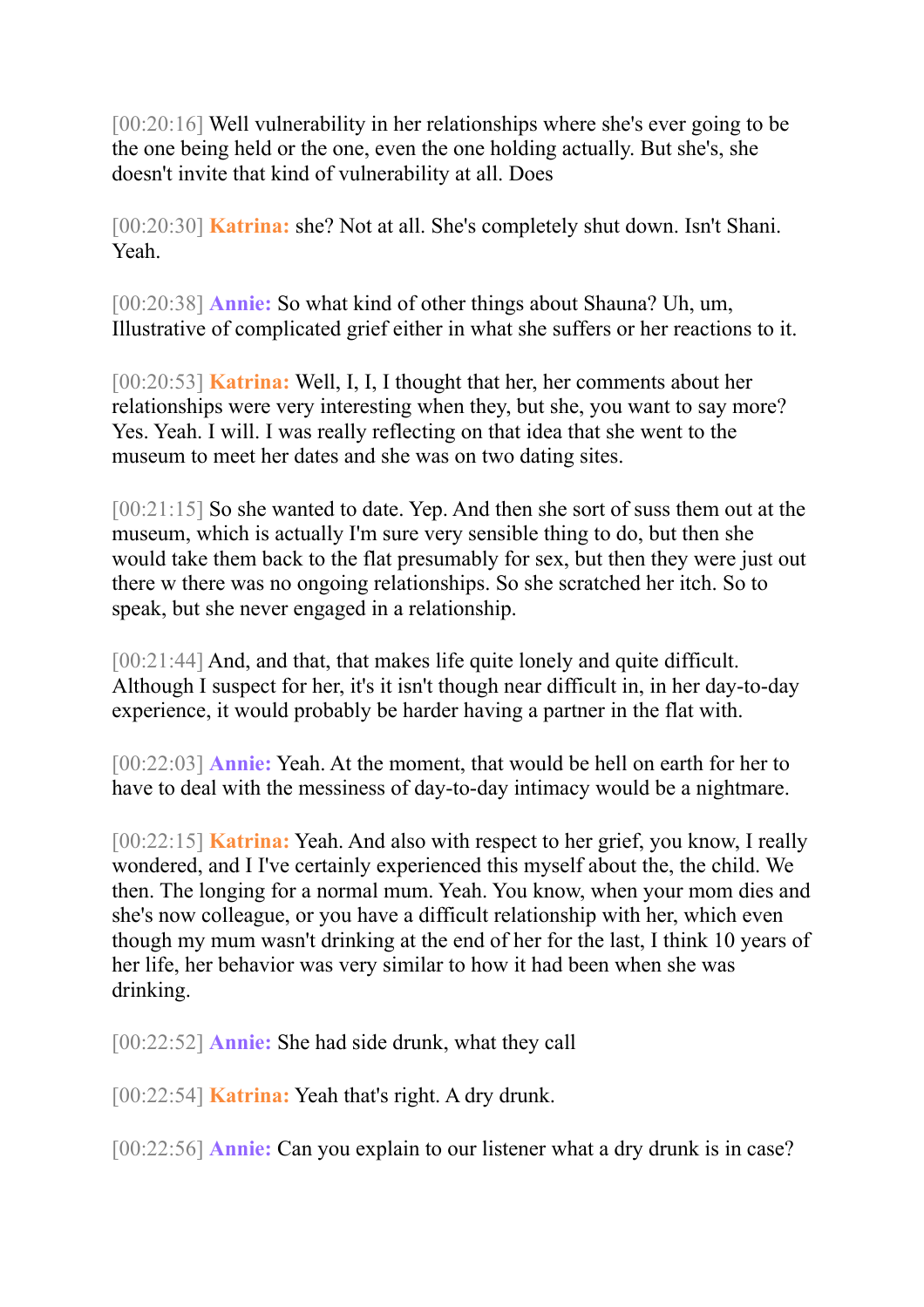[00:20:16] Well vulnerability in her relationships where she's ever going to be the one being held or the one, even the one holding actually. But she's, she doesn't invite that kind of vulnerability at all. Does

[00:20:30] **Katrina:** she? Not at all. She's completely shut down. Isn't Shani. Yeah.

[00:20:38] **Annie:** So what kind of other things about Shauna? Uh, um, Illustrative of complicated grief either in what she suffers or her reactions to it.

[00:20:53] **Katrina:** Well, I, I, I thought that her, her comments about her relationships were very interesting when they, but she, you want to say more? Yes. Yeah. I will. I was really reflecting on that idea that she went to the museum to meet her dates and she was on two dating sites.

[00:21:15] So she wanted to date. Yep. And then she sort of suss them out at the museum, which is actually I'm sure very sensible thing to do, but then she would take them back to the flat presumably for sex, but then they were just out there w there was no ongoing relationships. So she scratched her itch. So to speak, but she never engaged in a relationship.

[00:21:44] And, and that, that makes life quite lonely and quite difficult. Although I suspect for her, it's it isn't though near difficult in, in her day-to-day experience, it would probably be harder having a partner in the flat with.

[00:22:03] **Annie:** Yeah. At the moment, that would be hell on earth for her to have to deal with the messiness of day-to-day intimacy would be a nightmare.

[00:22:15] **Katrina:** Yeah. And also with respect to her grief, you know, I really wondered, and I I've certainly experienced this myself about the, the child. We then. The longing for a normal mum. Yeah. You know, when your mom dies and she's now colleague, or you have a difficult relationship with her, which even though my mum wasn't drinking at the end of her for the last, I think 10 years of her life, her behavior was very similar to how it had been when she was drinking.

[00:22:52] **Annie:** She had side drunk, what they call

[00:22:54] **Katrina:** Yeah that's right. A dry drunk.

[00:22:56] **Annie:** Can you explain to our listener what a dry drunk is in case?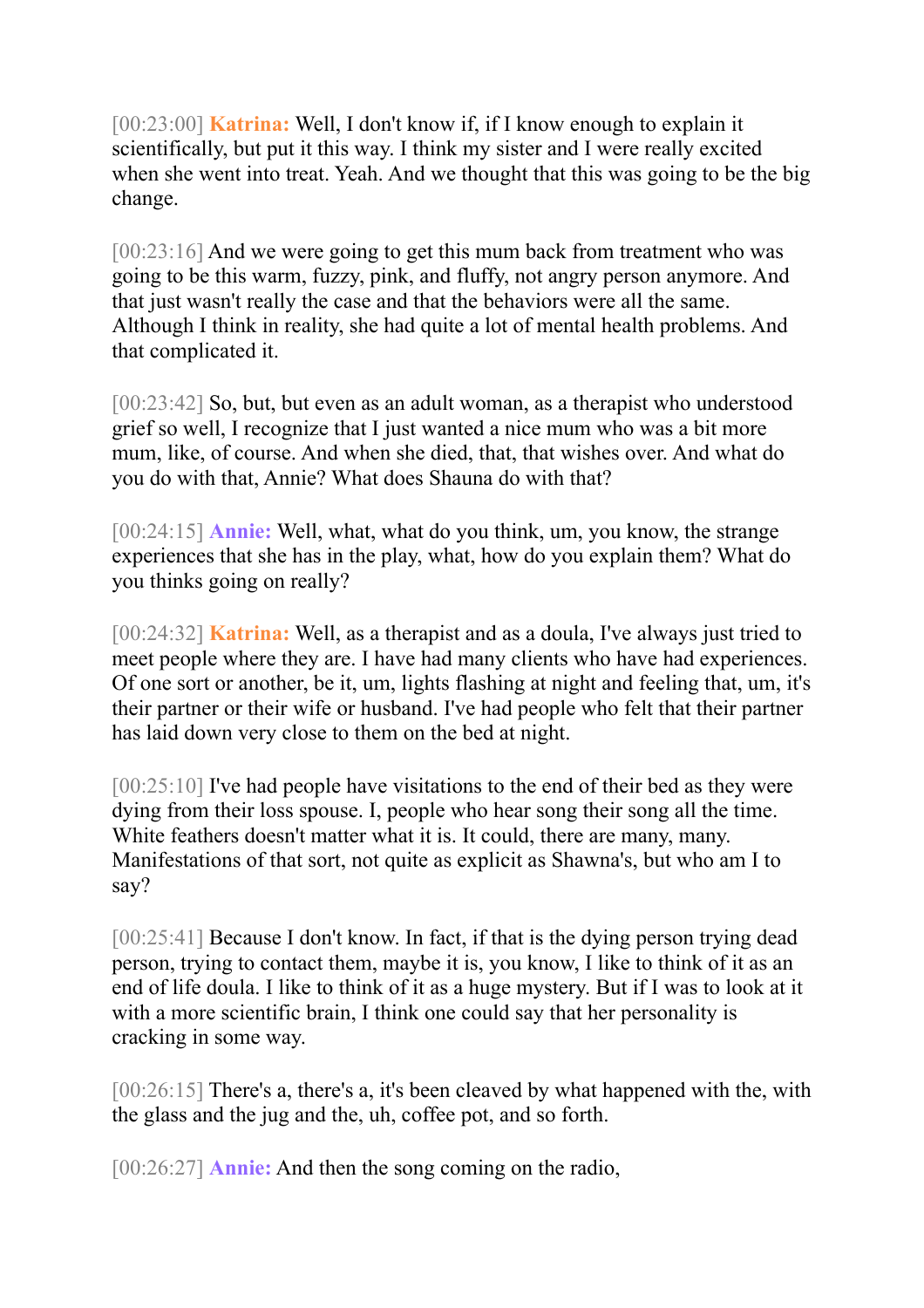[00:23:00] **Katrina:** Well, I don't know if, if I know enough to explain it scientifically, but put it this way. I think my sister and I were really excited when she went into treat. Yeah. And we thought that this was going to be the big change.

[00:23:16] And we were going to get this mum back from treatment who was going to be this warm, fuzzy, pink, and fluffy, not angry person anymore. And that just wasn't really the case and that the behaviors were all the same. Although I think in reality, she had quite a lot of mental health problems. And that complicated it.

[00:23:42] So, but, but even as an adult woman, as a therapist who understood grief so well, I recognize that I just wanted a nice mum who was a bit more mum, like, of course. And when she died, that, that wishes over. And what do you do with that, Annie? What does Shauna do with that?

[00:24:15] **Annie:** Well, what, what do you think, um, you know, the strange experiences that she has in the play, what, how do you explain them? What do you thinks going on really?

[00:24:32] **Katrina:** Well, as a therapist and as a doula, I've always just tried to meet people where they are. I have had many clients who have had experiences. Of one sort or another, be it, um, lights flashing at night and feeling that, um, it's their partner or their wife or husband. I've had people who felt that their partner has laid down very close to them on the bed at night.

[00:25:10] I've had people have visitations to the end of their bed as they were dying from their loss spouse. I, people who hear song their song all the time. White feathers doesn't matter what it is. It could, there are many, many. Manifestations of that sort, not quite as explicit as Shawna's, but who am I to say?

[00:25:41] Because I don't know. In fact, if that is the dying person trying dead person, trying to contact them, maybe it is, you know, I like to think of it as an end of life doula. I like to think of it as a huge mystery. But if I was to look at it with a more scientific brain, I think one could say that her personality is cracking in some way.

[00:26:15] There's a, there's a, it's been cleaved by what happened with the, with the glass and the jug and the, uh, coffee pot, and so forth.

[00:26:27] **Annie:** And then the song coming on the radio,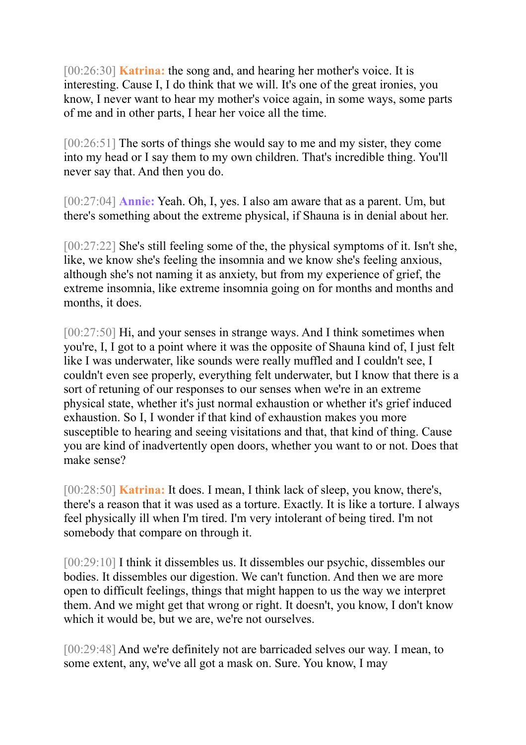[00:26:30] **Katrina:** the song and, and hearing her mother's voice. It is interesting. Cause I, I do think that we will. It's one of the great ironies, you know, I never want to hear my mother's voice again, in some ways, some parts of me and in other parts, I hear her voice all the time.

[00:26:51] The sorts of things she would say to me and my sister, they come into my head or I say them to my own children. That's incredible thing. You'll never say that. And then you do.

[00:27:04] **Annie:** Yeah. Oh, I, yes. I also am aware that as a parent. Um, but there's something about the extreme physical, if Shauna is in denial about her.

[00:27:22] She's still feeling some of the, the physical symptoms of it. Isn't she, like, we know she's feeling the insomnia and we know she's feeling anxious, although she's not naming it as anxiety, but from my experience of grief, the extreme insomnia, like extreme insomnia going on for months and months and months, it does.

[00:27:50] Hi, and your senses in strange ways. And I think sometimes when you're, I, I got to a point where it was the opposite of Shauna kind of, I just felt like I was underwater, like sounds were really muffled and I couldn't see, I couldn't even see properly, everything felt underwater, but I know that there is a sort of retuning of our responses to our senses when we're in an extreme physical state, whether it's just normal exhaustion or whether it's grief induced exhaustion. So I, I wonder if that kind of exhaustion makes you more susceptible to hearing and seeing visitations and that, that kind of thing. Cause you are kind of inadvertently open doors, whether you want to or not. Does that make sense?

[00:28:50] **Katrina:** It does. I mean, I think lack of sleep, you know, there's, there's a reason that it was used as a torture. Exactly. It is like a torture. I always feel physically ill when I'm tired. I'm very intolerant of being tired. I'm not somebody that compare on through it.

[00:29:10] I think it dissembles us. It dissembles our psychic, dissembles our bodies. It dissembles our digestion. We can't function. And then we are more open to difficult feelings, things that might happen to us the way we interpret them. And we might get that wrong or right. It doesn't, you know, I don't know which it would be, but we are, we're not ourselves.

[00:29:48] And we're definitely not are barricaded selves our way. I mean, to some extent, any, we've all got a mask on. Sure. You know, I may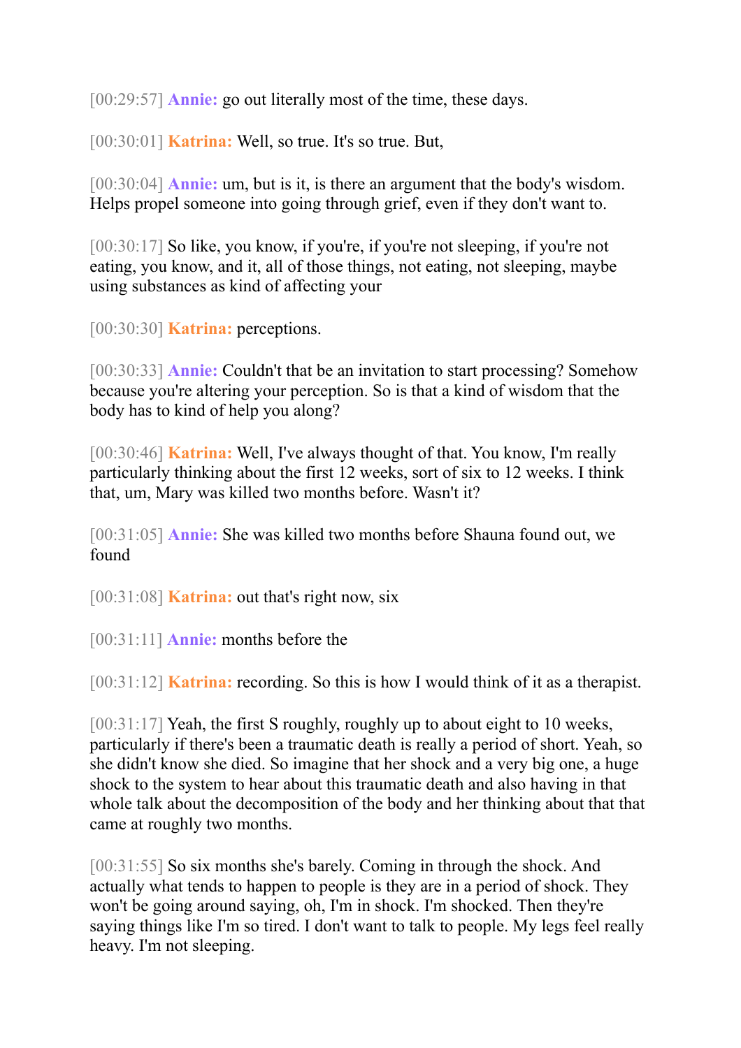[00:29:57] **Annie:** go out literally most of the time, these days.

[00:30:01] **Katrina:** Well, so true. It's so true. But,

[00:30:04] **Annie:** um, but is it, is there an argument that the body's wisdom. Helps propel someone into going through grief, even if they don't want to.

[00:30:17] So like, you know, if you're, if you're not sleeping, if you're not eating, you know, and it, all of those things, not eating, not sleeping, maybe using substances as kind of affecting your

[00:30:30] **Katrina:** perceptions.

[00:30:33] **Annie:** Couldn't that be an invitation to start processing? Somehow because you're altering your perception. So is that a kind of wisdom that the body has to kind of help you along?

[00:30:46] **Katrina:** Well, I've always thought of that. You know, I'm really particularly thinking about the first 12 weeks, sort of six to 12 weeks. I think that, um, Mary was killed two months before. Wasn't it?

[00:31:05] **Annie:** She was killed two months before Shauna found out, we found

[00:31:08] **Katrina:** out that's right now, six

[00:31:11] **Annie:** months before the

[00:31:12] **Katrina:** recording. So this is how I would think of it as a therapist.

[00:31:17] Yeah, the first S roughly, roughly up to about eight to 10 weeks, particularly if there's been a traumatic death is really a period of short. Yeah, so she didn't know she died. So imagine that her shock and a very big one, a huge shock to the system to hear about this traumatic death and also having in that whole talk about the decomposition of the body and her thinking about that that came at roughly two months.

[00:31:55] So six months she's barely. Coming in through the shock. And actually what tends to happen to people is they are in a period of shock. They won't be going around saying, oh, I'm in shock. I'm shocked. Then they're saying things like I'm so tired. I don't want to talk to people. My legs feel really heavy. I'm not sleeping.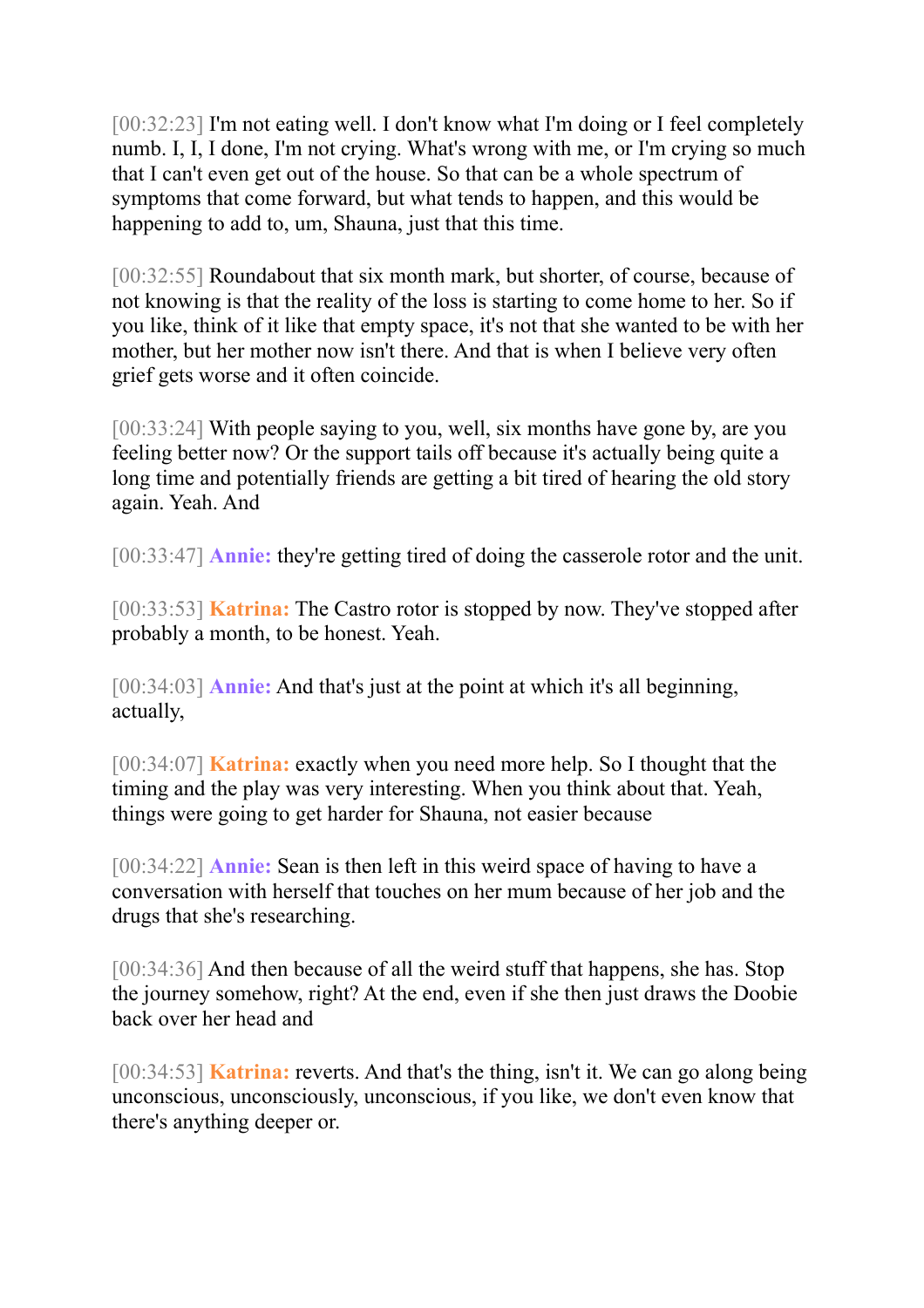[00:32:23] I'm not eating well. I don't know what I'm doing or I feel completely numb. I, I, I done, I'm not crying. What's wrong with me, or I'm crying so much that I can't even get out of the house. So that can be a whole spectrum of symptoms that come forward, but what tends to happen, and this would be happening to add to, um, Shauna, just that this time.

[00:32:55] Roundabout that six month mark, but shorter, of course, because of not knowing is that the reality of the loss is starting to come home to her. So if you like, think of it like that empty space, it's not that she wanted to be with her mother, but her mother now isn't there. And that is when I believe very often grief gets worse and it often coincide.

[00:33:24] With people saying to you, well, six months have gone by, are you feeling better now? Or the support tails off because it's actually being quite a long time and potentially friends are getting a bit tired of hearing the old story again. Yeah. And

[00:33:47] **Annie:** they're getting tired of doing the casserole rotor and the unit.

[00:33:53] **Katrina:** The Castro rotor is stopped by now. They've stopped after probably a month, to be honest. Yeah.

[00:34:03] **Annie:** And that's just at the point at which it's all beginning, actually,

[00:34:07] **Katrina:** exactly when you need more help. So I thought that the timing and the play was very interesting. When you think about that. Yeah, things were going to get harder for Shauna, not easier because

[00:34:22] **Annie:** Sean is then left in this weird space of having to have a conversation with herself that touches on her mum because of her job and the drugs that she's researching.

[00:34:36] And then because of all the weird stuff that happens, she has. Stop the journey somehow, right? At the end, even if she then just draws the Doobie back over her head and

[00:34:53] **Katrina:** reverts. And that's the thing, isn't it. We can go along being unconscious, unconsciously, unconscious, if you like, we don't even know that there's anything deeper or.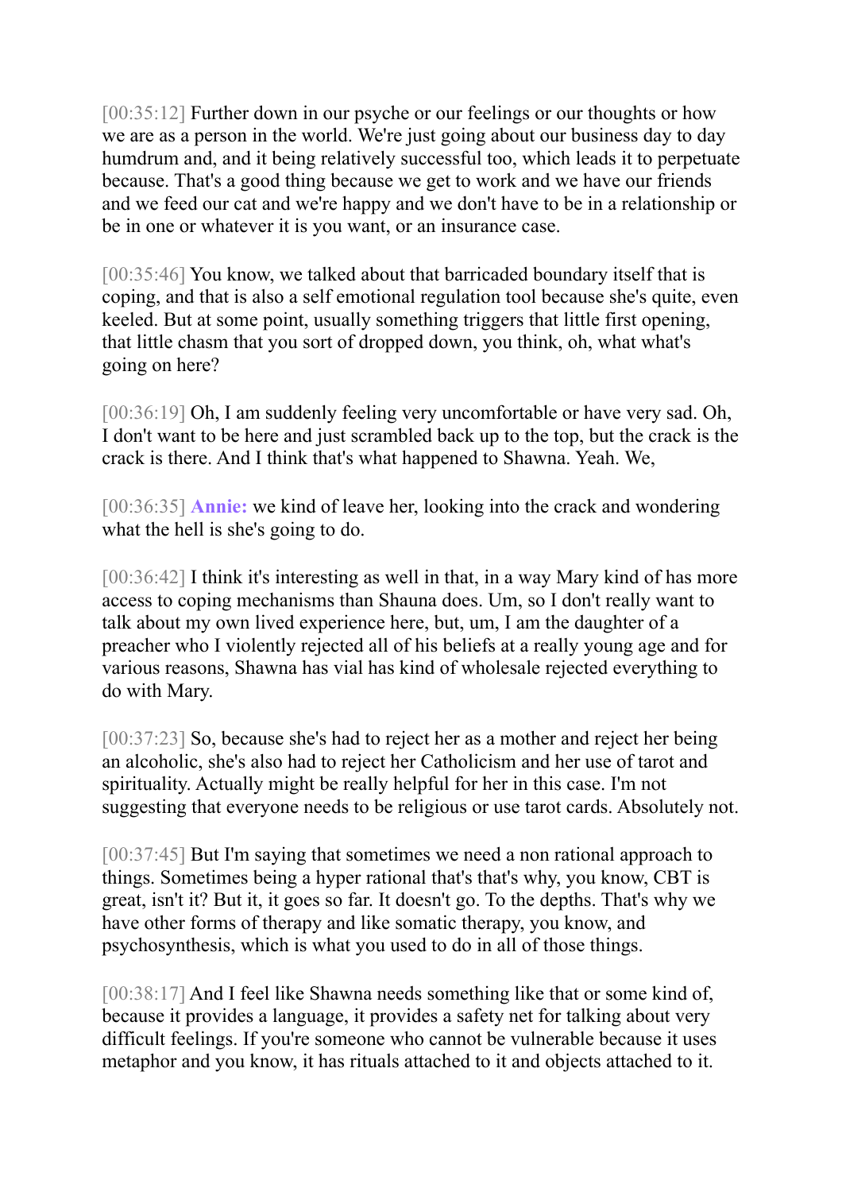[00:35:12] Further down in our psyche or our feelings or our thoughts or how we are as a person in the world. We're just going about our business day to day humdrum and, and it being relatively successful too, which leads it to perpetuate because. That's a good thing because we get to work and we have our friends and we feed our cat and we're happy and we don't have to be in a relationship or be in one or whatever it is you want, or an insurance case.

[00:35:46] You know, we talked about that barricaded boundary itself that is coping, and that is also a self emotional regulation tool because she's quite, even keeled. But at some point, usually something triggers that little first opening, that little chasm that you sort of dropped down, you think, oh, what what's going on here?

[00:36:19] Oh, I am suddenly feeling very uncomfortable or have very sad. Oh, I don't want to be here and just scrambled back up to the top, but the crack is the crack is there. And I think that's what happened to Shawna. Yeah. We,

[00:36:35] **Annie:** we kind of leave her, looking into the crack and wondering what the hell is she's going to do.

[00:36:42] I think it's interesting as well in that, in a way Mary kind of has more access to coping mechanisms than Shauna does. Um, so I don't really want to talk about my own lived experience here, but, um, I am the daughter of a preacher who I violently rejected all of his beliefs at a really young age and for various reasons, Shawna has vial has kind of wholesale rejected everything to do with Mary.

[00:37:23] So, because she's had to reject her as a mother and reject her being an alcoholic, she's also had to reject her Catholicism and her use of tarot and spirituality. Actually might be really helpful for her in this case. I'm not suggesting that everyone needs to be religious or use tarot cards. Absolutely not.

[00:37:45] But I'm saying that sometimes we need a non rational approach to things. Sometimes being a hyper rational that's that's why, you know, CBT is great, isn't it? But it, it goes so far. It doesn't go. To the depths. That's why we have other forms of therapy and like somatic therapy, you know, and psychosynthesis, which is what you used to do in all of those things.

[00:38:17] And I feel like Shawna needs something like that or some kind of, because it provides a language, it provides a safety net for talking about very difficult feelings. If you're someone who cannot be vulnerable because it uses metaphor and you know, it has rituals attached to it and objects attached to it.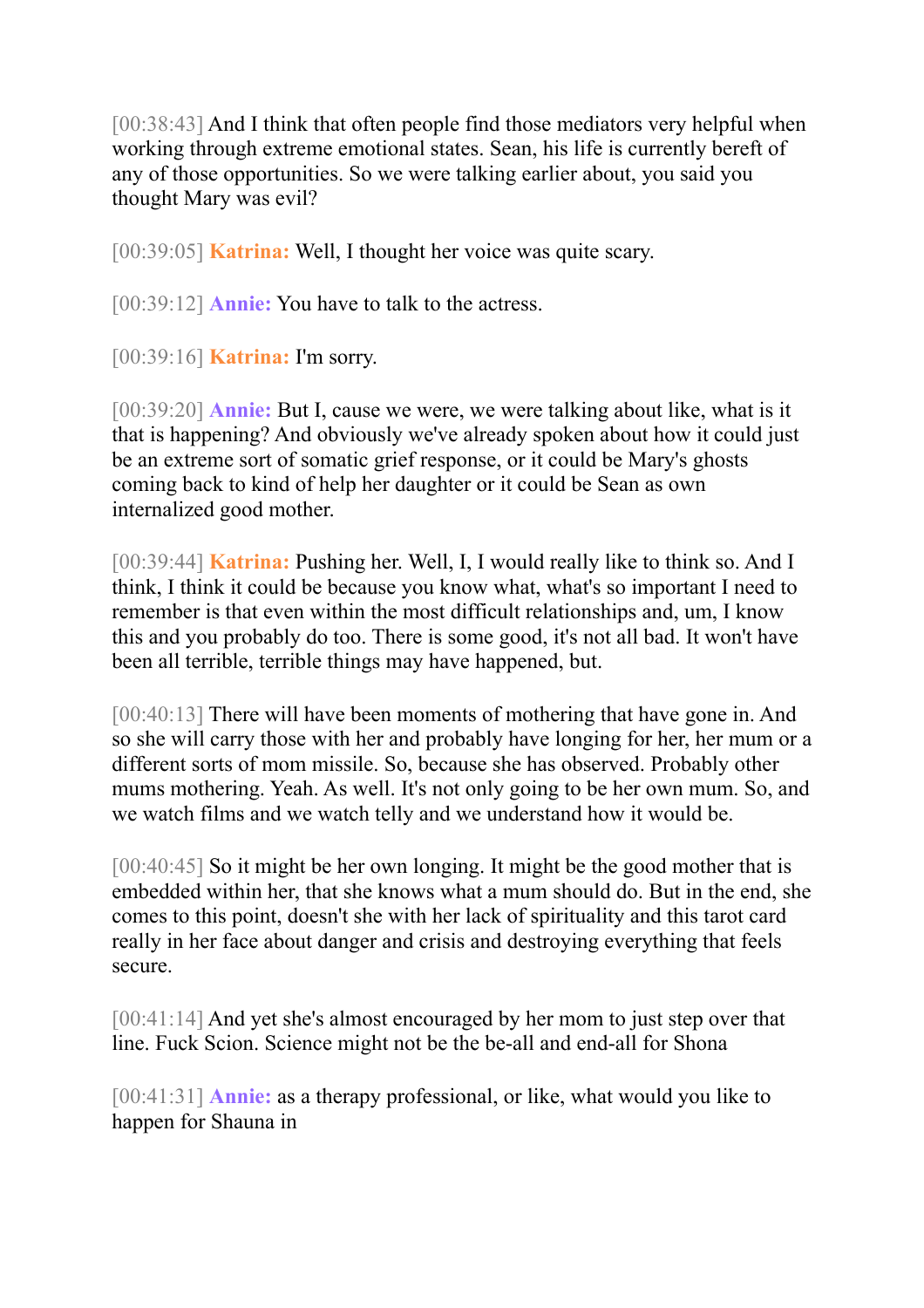[00:38:43] And I think that often people find those mediators very helpful when working through extreme emotional states. Sean, his life is currently bereft of any of those opportunities. So we were talking earlier about, you said you thought Mary was evil?

[00:39:05] **Katrina:** Well, I thought her voice was quite scary.

[00:39:12] **Annie:** You have to talk to the actress.

[00:39:16] **Katrina:** I'm sorry.

[00:39:20] **Annie:** But I, cause we were, we were talking about like, what is it that is happening? And obviously we've already spoken about how it could just be an extreme sort of somatic grief response, or it could be Mary's ghosts coming back to kind of help her daughter or it could be Sean as own internalized good mother.

[00:39:44] **Katrina:** Pushing her. Well, I, I would really like to think so. And I think, I think it could be because you know what, what's so important I need to remember is that even within the most difficult relationships and, um, I know this and you probably do too. There is some good, it's not all bad. It won't have been all terrible, terrible things may have happened, but.

[00:40:13] There will have been moments of mothering that have gone in. And so she will carry those with her and probably have longing for her, her mum or a different sorts of mom missile. So, because she has observed. Probably other mums mothering. Yeah. As well. It's not only going to be her own mum. So, and we watch films and we watch telly and we understand how it would be.

[00:40:45] So it might be her own longing. It might be the good mother that is embedded within her, that she knows what a mum should do. But in the end, she comes to this point, doesn't she with her lack of spirituality and this tarot card really in her face about danger and crisis and destroying everything that feels secure.

[00:41:14] And yet she's almost encouraged by her mom to just step over that line. Fuck Scion. Science might not be the be-all and end-all for Shona

[00:41:31] **Annie:** as a therapy professional, or like, what would you like to happen for Shauna in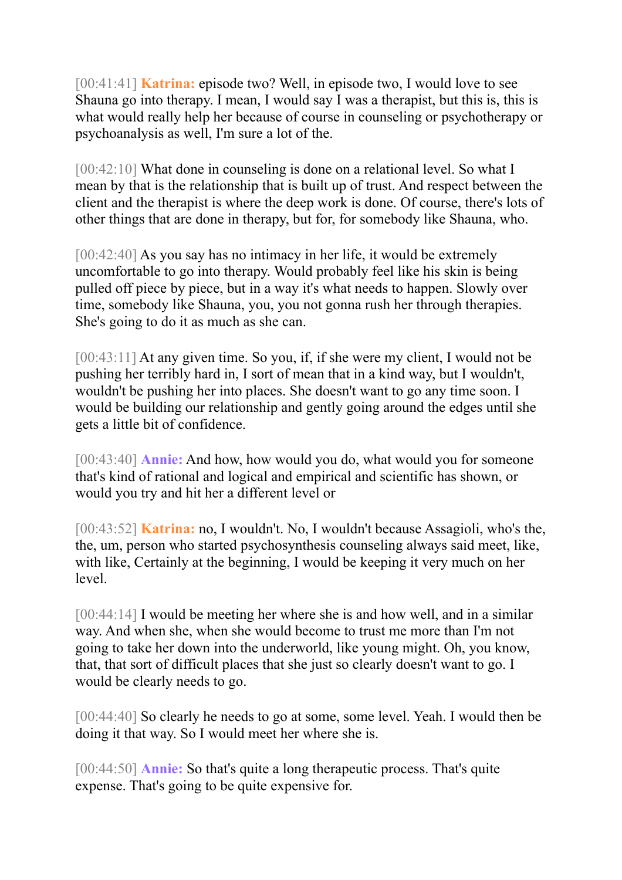[00:41:41] **Katrina:** episode two? Well, in episode two, I would love to see Shauna go into therapy. I mean, I would say I was a therapist, but this is, this is what would really help her because of course in counseling or psychotherapy or psychoanalysis as well, I'm sure a lot of the.

[00:42:10] What done in counseling is done on a relational level. So what I mean by that is the relationship that is built up of trust. And respect between the client and the therapist is where the deep work is done. Of course, there's lots of other things that are done in therapy, but for, for somebody like Shauna, who.

[00:42:40] As you say has no intimacy in her life, it would be extremely uncomfortable to go into therapy. Would probably feel like his skin is being pulled off piece by piece, but in a way it's what needs to happen. Slowly over time, somebody like Shauna, you, you not gonna rush her through therapies. She's going to do it as much as she can.

[00:43:11] At any given time. So you, if, if she were my client, I would not be pushing her terribly hard in, I sort of mean that in a kind way, but I wouldn't, wouldn't be pushing her into places. She doesn't want to go any time soon. I would be building our relationship and gently going around the edges until she gets a little bit of confidence.

[00:43:40] **Annie:** And how, how would you do, what would you for someone that's kind of rational and logical and empirical and scientific has shown, or would you try and hit her a different level or

[00:43:52] **Katrina:** no, I wouldn't. No, I wouldn't because Assagioli, who's the, the, um, person who started psychosynthesis counseling always said meet, like, with like, Certainly at the beginning, I would be keeping it very much on her level.

[00:44:14] I would be meeting her where she is and how well, and in a similar way. And when she, when she would become to trust me more than I'm not going to take her down into the underworld, like young might. Oh, you know, that, that sort of difficult places that she just so clearly doesn't want to go. I would be clearly needs to go.

[00:44:40] So clearly he needs to go at some, some level. Yeah. I would then be doing it that way. So I would meet her where she is.

[00:44:50] **Annie:** So that's quite a long therapeutic process. That's quite expense. That's going to be quite expensive for.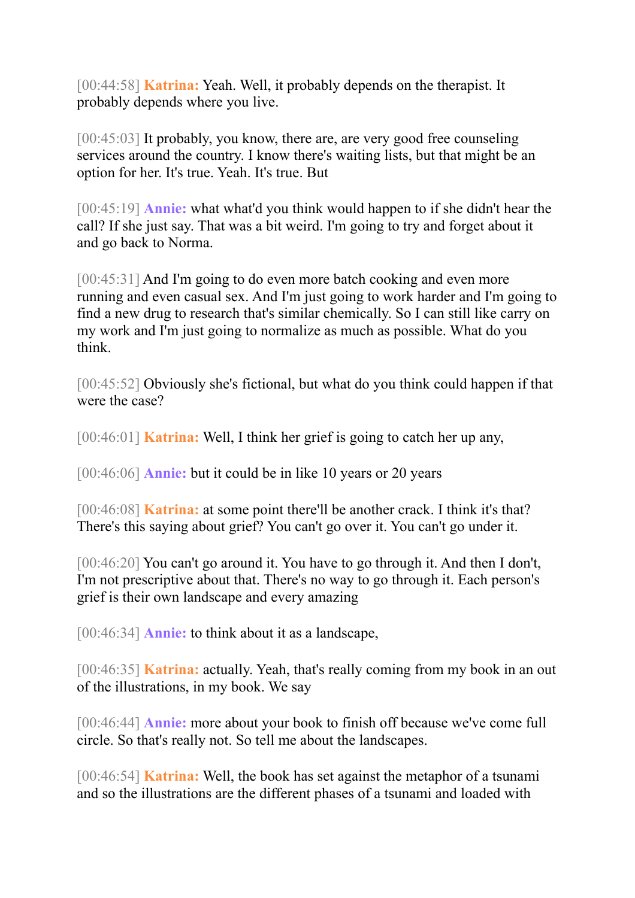[00:44:58] **Katrina:** Yeah. Well, it probably depends on the therapist. It probably depends where you live.

[00:45:03] It probably, you know, there are, are very good free counseling services around the country. I know there's waiting lists, but that might be an option for her. It's true. Yeah. It's true. But

[00:45:19] **Annie:** what what'd you think would happen to if she didn't hear the call? If she just say. That was a bit weird. I'm going to try and forget about it and go back to Norma.

[00:45:31] And I'm going to do even more batch cooking and even more running and even casual sex. And I'm just going to work harder and I'm going to find a new drug to research that's similar chemically. So I can still like carry on my work and I'm just going to normalize as much as possible. What do you think.

[00:45:52] Obviously she's fictional, but what do you think could happen if that were the case?

[00:46:01] **Katrina:** Well, I think her grief is going to catch her up any,

[00:46:06] **Annie:** but it could be in like 10 years or 20 years

[00:46:08] **Katrina:** at some point there'll be another crack. I think it's that? There's this saying about grief? You can't go over it. You can't go under it.

[00:46:20] You can't go around it. You have to go through it. And then I don't, I'm not prescriptive about that. There's no way to go through it. Each person's grief is their own landscape and every amazing

[00:46:34] **Annie:** to think about it as a landscape,

[00:46:35] **Katrina:** actually. Yeah, that's really coming from my book in an out of the illustrations, in my book. We say

[00:46:44] **Annie:** more about your book to finish off because we've come full circle. So that's really not. So tell me about the landscapes.

[00:46:54] **Katrina:** Well, the book has set against the metaphor of a tsunami and so the illustrations are the different phases of a tsunami and loaded with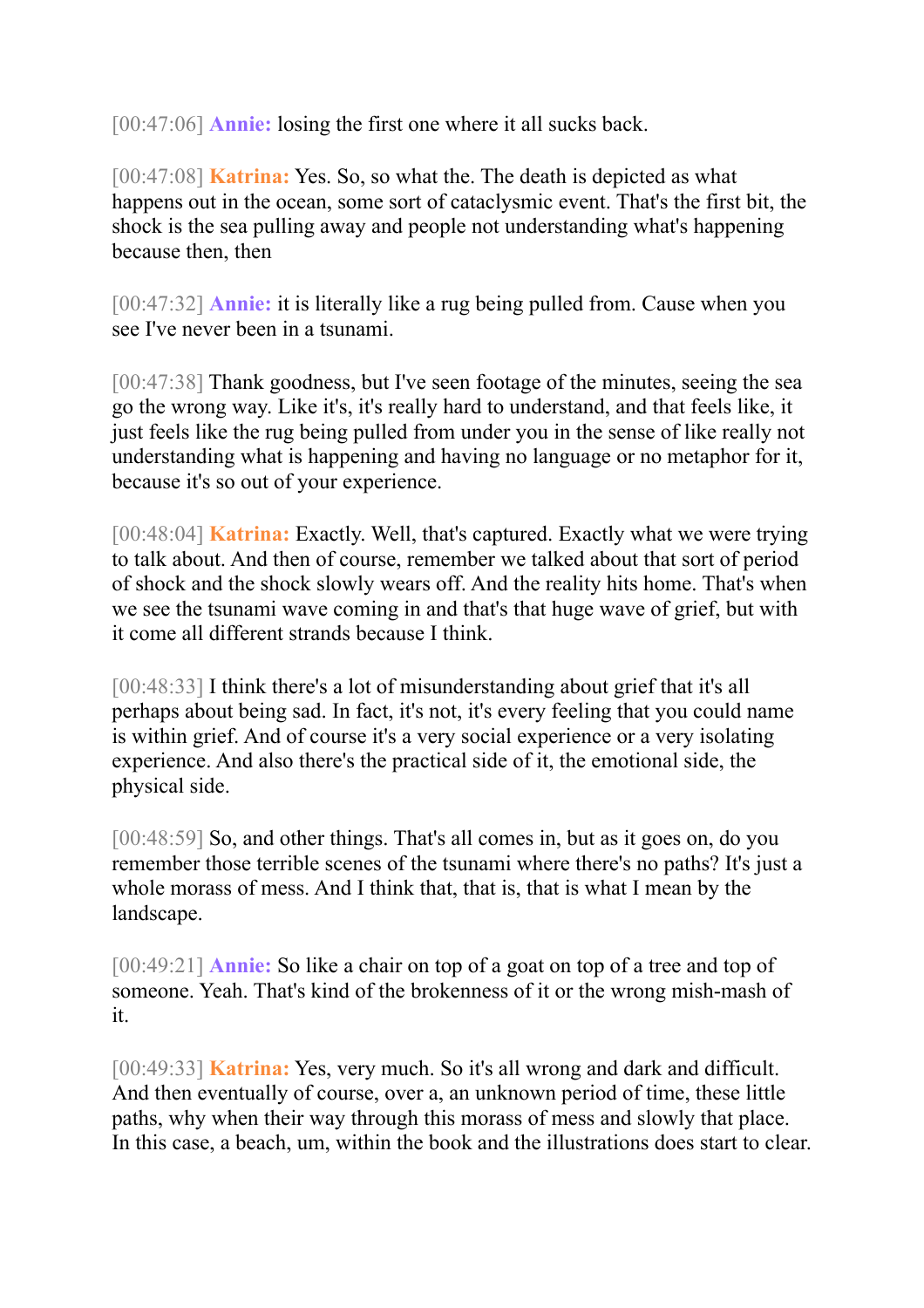[00:47:06] **Annie:** losing the first one where it all sucks back.

[00:47:08] **Katrina:** Yes. So, so what the. The death is depicted as what happens out in the ocean, some sort of cataclysmic event. That's the first bit, the shock is the sea pulling away and people not understanding what's happening because then, then

[00:47:32] **Annie:** it is literally like a rug being pulled from. Cause when you see I've never been in a tsunami.

[00:47:38] Thank goodness, but I've seen footage of the minutes, seeing the sea go the wrong way. Like it's, it's really hard to understand, and that feels like, it just feels like the rug being pulled from under you in the sense of like really not understanding what is happening and having no language or no metaphor for it, because it's so out of your experience.

[00:48:04] **Katrina:** Exactly. Well, that's captured. Exactly what we were trying to talk about. And then of course, remember we talked about that sort of period of shock and the shock slowly wears off. And the reality hits home. That's when we see the tsunami wave coming in and that's that huge wave of grief, but with it come all different strands because I think.

[00:48:33] I think there's a lot of misunderstanding about grief that it's all perhaps about being sad. In fact, it's not, it's every feeling that you could name is within grief. And of course it's a very social experience or a very isolating experience. And also there's the practical side of it, the emotional side, the physical side.

[00:48:59] So, and other things. That's all comes in, but as it goes on, do you remember those terrible scenes of the tsunami where there's no paths? It's just a whole morass of mess. And I think that, that is, that is what I mean by the landscape.

[00:49:21] **Annie:** So like a chair on top of a goat on top of a tree and top of someone. Yeah. That's kind of the brokenness of it or the wrong mish-mash of it.

[00:49:33] **Katrina:** Yes, very much. So it's all wrong and dark and difficult. And then eventually of course, over a, an unknown period of time, these little paths, why when their way through this morass of mess and slowly that place. In this case, a beach, um, within the book and the illustrations does start to clear.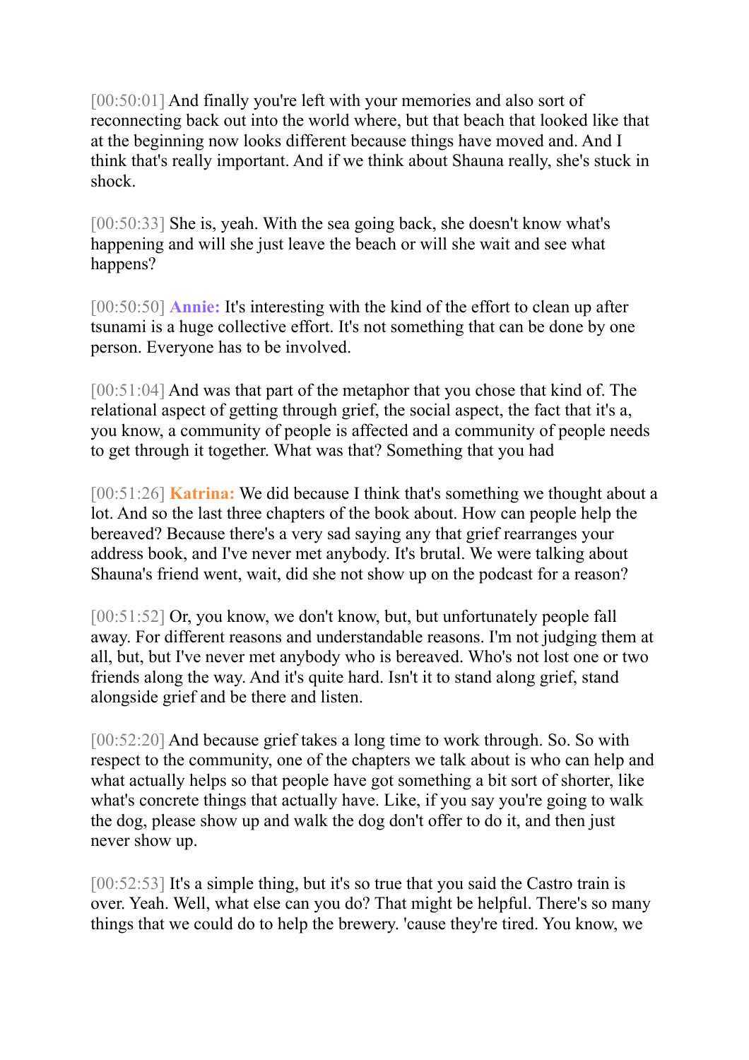[00:50:01] And finally you're left with your memories and also sort of reconnecting back out into the world where, but that beach that looked like that at the beginning now looks different because things have moved and. And I think that's really important. And if we think about Shauna really, she's stuck in shock.

[00:50:33] She is, yeah. With the sea going back, she doesn't know what's happening and will she just leave the beach or will she wait and see what happens?

[00:50:50] **Annie:** It's interesting with the kind of the effort to clean up after tsunami is a huge collective effort. It's not something that can be done by one person. Everyone has to be involved.

[00:51:04] And was that part of the metaphor that you chose that kind of. The relational aspect of getting through grief, the social aspect, the fact that it's a, you know, a community of people is affected and a community of people needs to get through it together. What was that? Something that you had

[00:51:26] **Katrina:** We did because I think that's something we thought about a lot. And so the last three chapters of the book about. How can people help the bereaved? Because there's a very sad saying any that grief rearranges your address book, and I've never met anybody. It's brutal. We were talking about Shauna's friend went, wait, did she not show up on the podcast for a reason?

[00:51:52] Or, you know, we don't know, but, but unfortunately people fall away. For different reasons and understandable reasons. I'm not judging them at all, but, but I've never met anybody who is bereaved. Who's not lost one or two friends along the way. And it's quite hard. Isn't it to stand along grief, stand alongside grief and be there and listen.

[00:52:20] And because grief takes a long time to work through. So. So with respect to the community, one of the chapters we talk about is who can help and what actually helps so that people have got something a bit sort of shorter, like what's concrete things that actually have. Like, if you say you're going to walk the dog, please show up and walk the dog don't offer to do it, and then just never show up.

[00:52:53] It's a simple thing, but it's so true that you said the Castro train is over. Yeah. Well, what else can you do? That might be helpful. There's so many things that we could do to help the brewery. 'cause they're tired. You know, we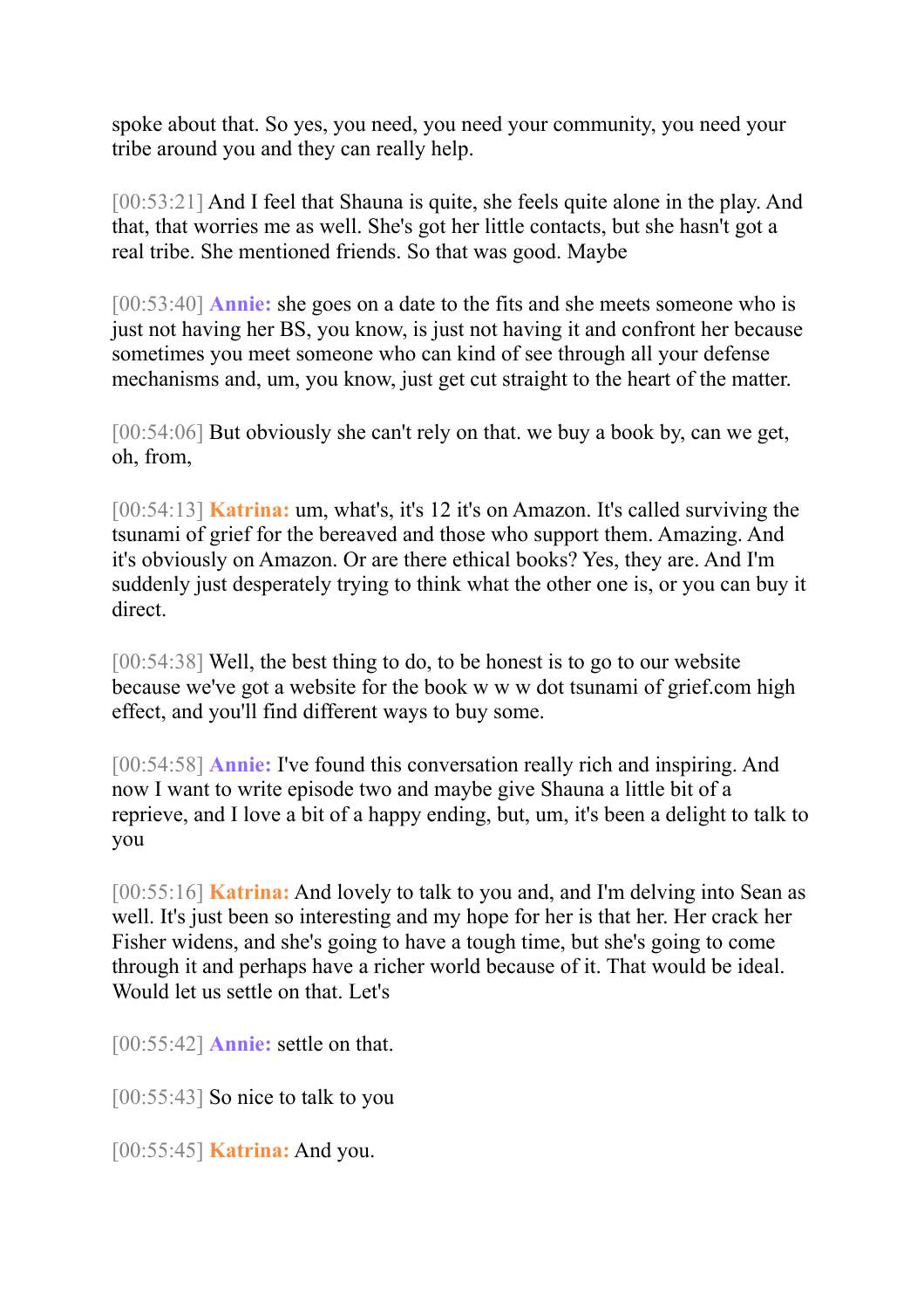spoke about that. So yes, you need, you need your community, you need your tribe around you and they can really help.

[00:53:21] And I feel that Shauna is quite, she feels quite alone in the play. And that, that worries me as well. She's got her little contacts, but she hasn't got a real tribe. She mentioned friends. So that was good. Maybe

[00:53:40] **Annie:** she goes on a date to the fits and she meets someone who is just not having her BS, you know, is just not having it and confront her because sometimes you meet someone who can kind of see through all your defense mechanisms and, um, you know, just get cut straight to the heart of the matter.

[00:54:06] But obviously she can't rely on that. we buy a book by, can we get, oh, from,

[00:54:13] **Katrina:** um, what's, it's 12 it's on Amazon. It's called surviving the tsunami of grief for the bereaved and those who support them. Amazing. And it's obviously on Amazon. Or are there ethical books? Yes, they are. And I'm suddenly just desperately trying to think what the other one is, or you can buy it direct.

[00:54:38] Well, the best thing to do, to be honest is to go to our website because we've got a website for the book w w w dot tsunami of grief.com high effect, and you'll find different ways to buy some.

[00:54:58] **Annie:** I've found this conversation really rich and inspiring. And now I want to write episode two and maybe give Shauna a little bit of a reprieve, and I love a bit of a happy ending, but, um, it's been a delight to talk to you

[00:55:16] **Katrina:** And lovely to talk to you and, and I'm delving into Sean as well. It's just been so interesting and my hope for her is that her. Her crack her Fisher widens, and she's going to have a tough time, but she's going to come through it and perhaps have a richer world because of it. That would be ideal. Would let us settle on that. Let's

[00:55:42] **Annie:** settle on that.

[00:55:43] So nice to talk to you

[00:55:45] **Katrina:** And you.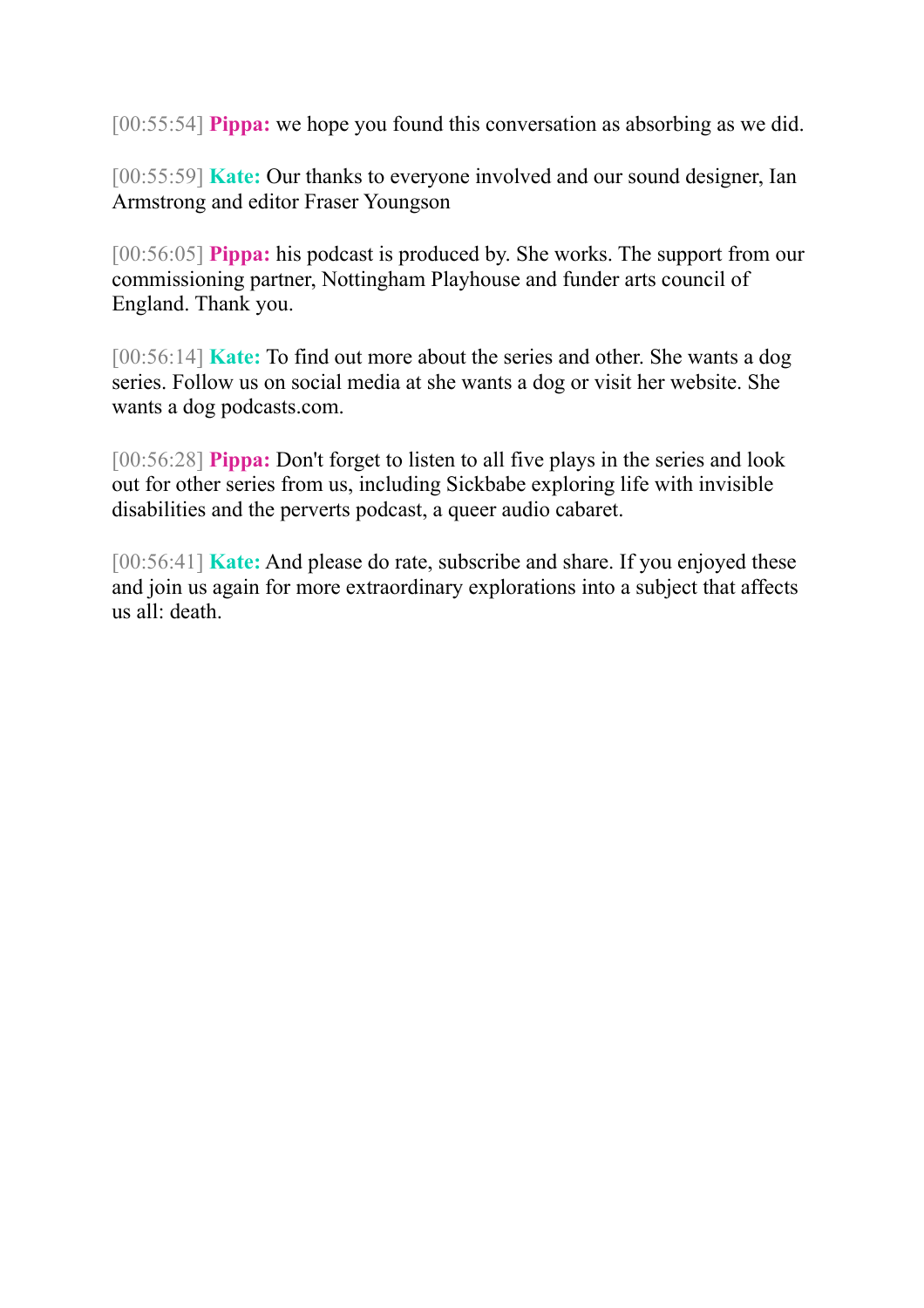[00:55:54] **Pippa:** we hope you found this conversation as absorbing as we did.

[00:55:59] **Kate:** Our thanks to everyone involved and our sound designer, Ian Armstrong and editor Fraser Youngson

[00:56:05] **Pippa:** his podcast is produced by. She works. The support from our commissioning partner, Nottingham Playhouse and funder arts council of England. Thank you.

[00:56:14] **Kate:** To find out more about the series and other. She wants a dog series. Follow us on social media at she wants a dog or visit her website. She wants a dog podcasts.com.

[00:56:28] **Pippa:** Don't forget to listen to all five plays in the series and look out for other series from us, including Sickbabe exploring life with invisible disabilities and the perverts podcast, a queer audio cabaret.

[00:56:41] **Kate:** And please do rate, subscribe and share. If you enjoyed these and join us again for more extraordinary explorations into a subject that affects us all: death.